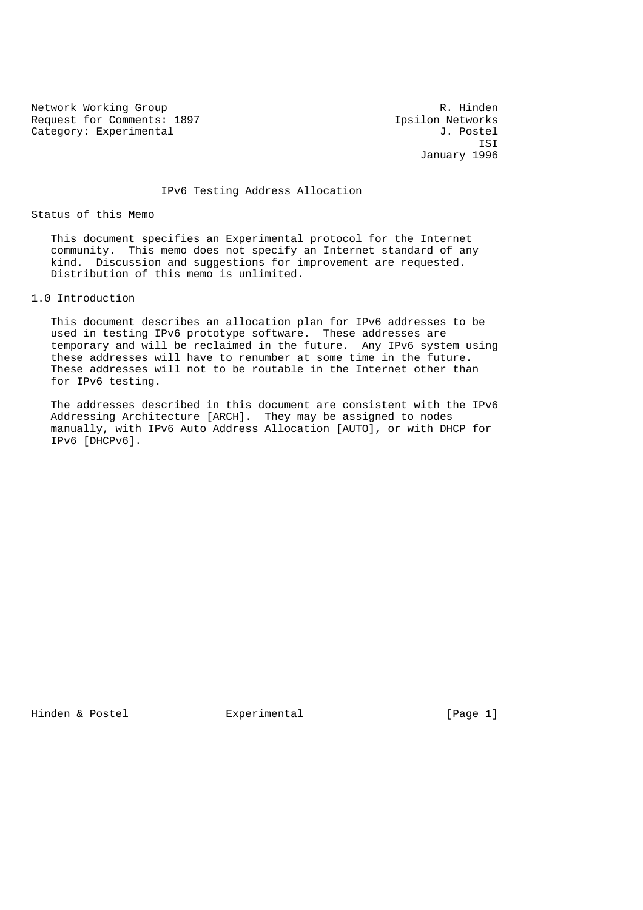Network Working Group R. Hinden
Request for Comments: 1897 Ipsilon Networks
Category: Experimental J. Postel
ISI
January 1996

# IPv6 Testing Address Allocation

## Status of this Memo

This document specifies an Experimental protocol for the Internet community. This memo does not specify an Internet standard of any kind. Discussion and suggestions for improvement are requested. Distribution of this memo is unlimited.

## 1.0 Introduction

This document describes an allocation plan for IPv6 addresses to be used in testing IPv6 prototype software. These addresses are temporary and will be reclaimed in the future. Any IPv6 system using these addresses will have to renumber at some time in the future. These addresses will not to be routable in the Internet other than for IPv6 testing.

The addresses described in this document are consistent with the IPv6 Addressing Architecture [ARCH]. They may be assigned to nodes manually, with IPv6 Auto Address Allocation [AUTO], or with DHCP for IPv6 [DHCPv6].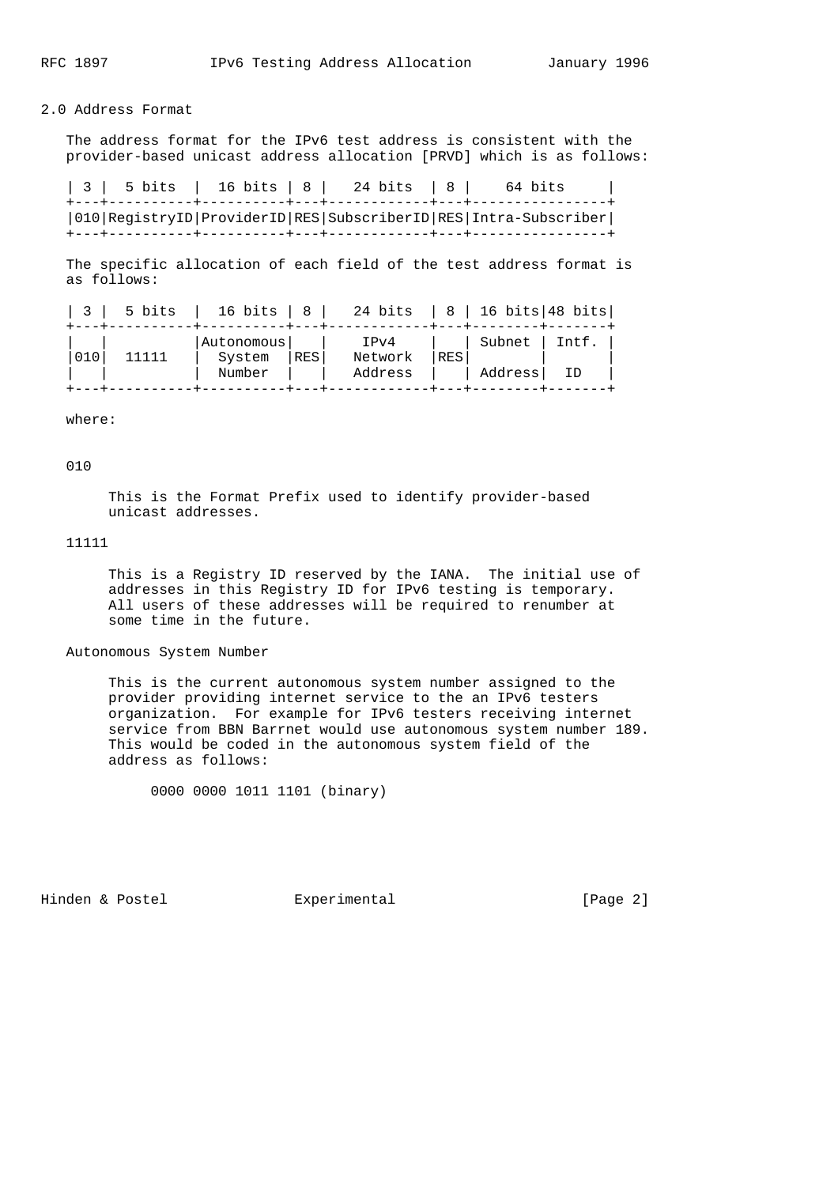## 2.0 Address Format

The address format for the IPv6 test address is consistent with the provider-based unicast address allocation [PRVD] which is as follows:

```
| 3 |  5 bits  |  16 bits | 8 |   24 bits  | 8 |    64 bits     |
+---+----------+----------+---+------------+---+----------------+
|010|RegistryID|ProviderID|RES|SubscriberID|RES|Intra-Subscriber|
+---+----------+----------+---+------------+---+----------------+
```

The specific allocation of each field of the test address format is as follows:

```
| 3 |  5 bits  |  16 bits | 8 |   24 bits  | 8 | 16 bits|48 bits|
+---+----------+----------+---+------------+---+--------+-------+
|   |          |Autonomous|   |    IPv4    |   | Subnet | Intf. |
|010|  11111   |  System  |RES|  Network   |RES|        |       |
|   |          |  Number  |   |  Address   |   | Address|  ID   |
+---+----------+----------+---+------------+---+--------+-------+
```

where:

010

This is the Format Prefix used to identify provider-based unicast addresses.

11111

This is a Registry ID reserved by the IANA. The initial use of addresses in this Registry ID for IPv6 testing is temporary. All users of these addresses will be required to renumber at some time in the future.

Autonomous System Number

This is the current autonomous system number assigned to the provider providing internet service to the an IPv6 testers organization. For example for IPv6 testers receiving internet service from BBN Barrnet would use autonomous system number 189. This would be coded in the autonomous system field of the address as follows:

```
0000 0000 1011 1101 (binary)
```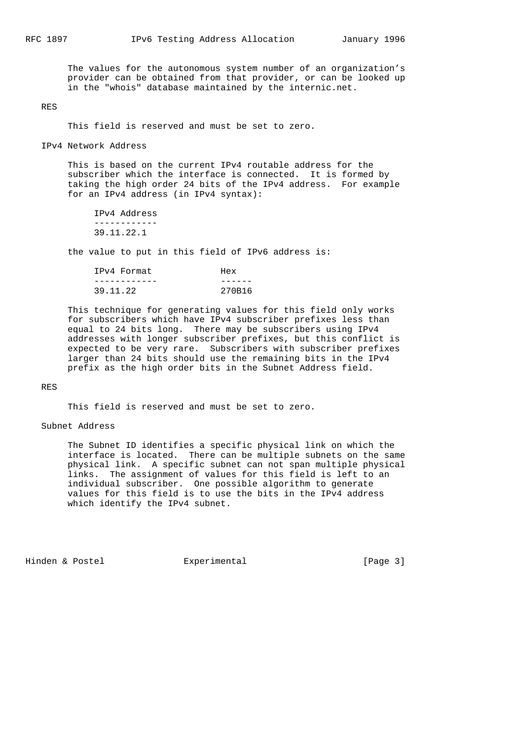The values for the autonomous system number of an organization's provider can be obtained from that provider, or can be looked up in the "whois" database maintained by the internic.net.

RES

This field is reserved and must be set to zero.

IPv4 Network Address

This is based on the current IPv4 routable address for the subscriber which the interface is connected. It is formed by taking the high order 24 bits of the IPv4 address. For example for an IPv4 address (in IPv4 syntax):

| IPv4 Address |
| --- |
| 39.11.22.1 |

the value to put in this field of IPv6 address is:

| IPv4 Format | Hex |
| --- | --- |
| 39.11.22 | 270B16 |

This technique for generating values for this field only works for subscribers which have IPv4 subscriber prefixes less than equal to 24 bits long. There may be subscribers using IPv4 addresses with longer subscriber prefixes, but this conflict is expected to be very rare. Subscribers with subscriber prefixes larger than 24 bits should use the remaining bits in the IPv4 prefix as the high order bits in the Subnet Address field.

RES

This field is reserved and must be set to zero.

Subnet Address

The Subnet ID identifies a specific physical link on which the interface is located. There can be multiple subnets on the same physical link. A specific subnet can not span multiple physical links. The assignment of values for this field is left to an individual subscriber. One possible algorithm to generate values for this field is to use the bits in the IPv4 address which identify the IPv4 subnet.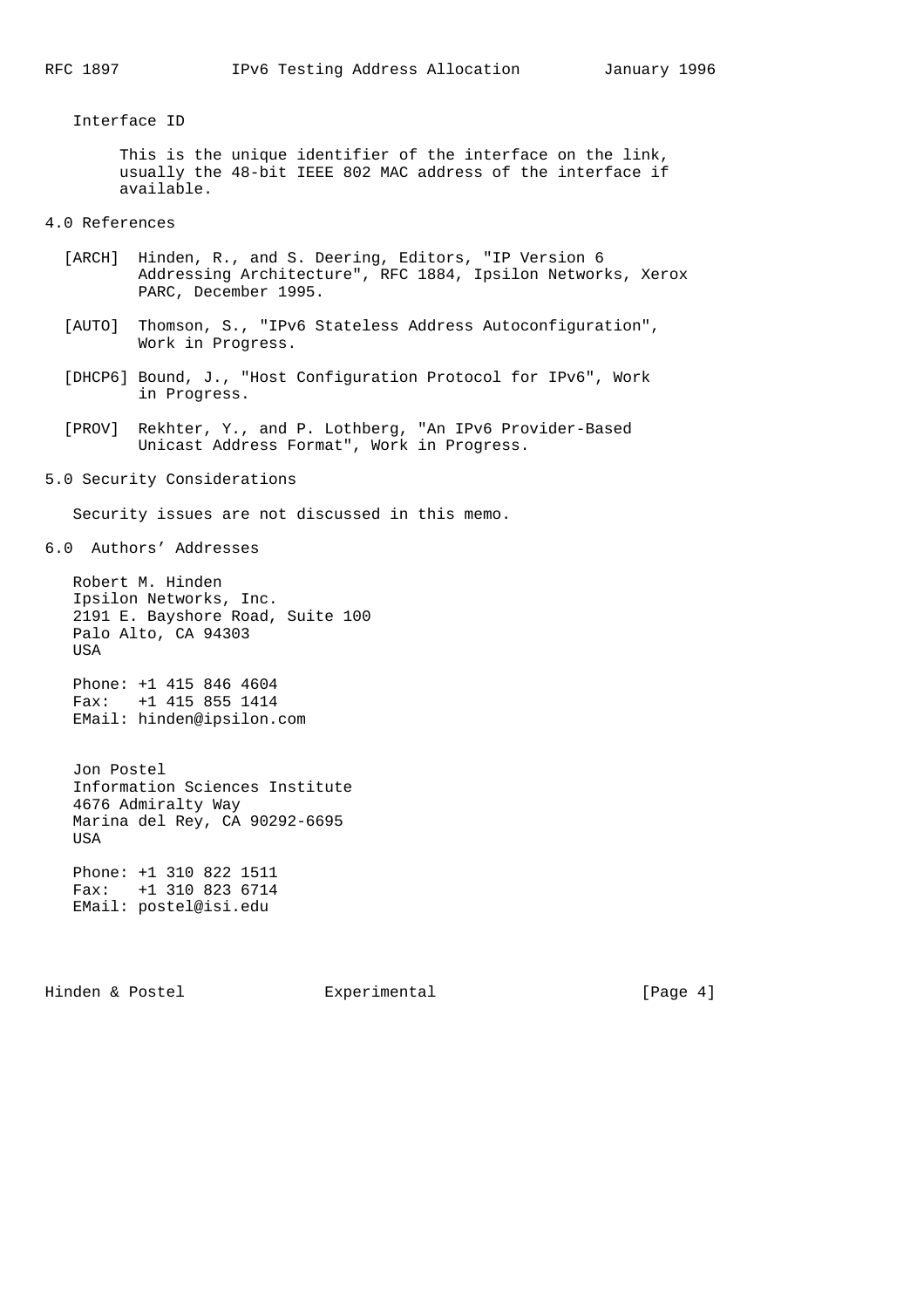Interface ID

This is the unique identifier of the interface on the link, usually the 48-bit IEEE 802 MAC address of the interface if available.

## 4.0 References

[ARCH] Hinden, R., and S. Deering, Editors, "IP Version 6 Addressing Architecture", RFC 1884, Ipsilon Networks, Xerox PARC, December 1995.

[AUTO] Thomson, S., "IPv6 Stateless Address Autoconfiguration", Work in Progress.

[DHCP6] Bound, J., "Host Configuration Protocol for IPv6", Work in Progress.

[PROV] Rekhter, Y., and P. Lothberg, "An IPv6 Provider-Based Unicast Address Format", Work in Progress.

## 5.0 Security Considerations

Security issues are not discussed in this memo.

## 6.0 Authors' Addresses

Robert M. Hinden
Ipsilon Networks, Inc.
2191 E. Bayshore Road, Suite 100
Palo Alto, CA 94303
USA

Phone: +1 415 846 4604
Fax: +1 415 855 1414
EMail: hinden@ipsilon.com

Jon Postel
Information Sciences Institute
4676 Admiralty Way
Marina del Rey, CA 90292-6695
USA

Phone: +1 310 822 1511
Fax: +1 310 823 6714
EMail: postel@isi.edu